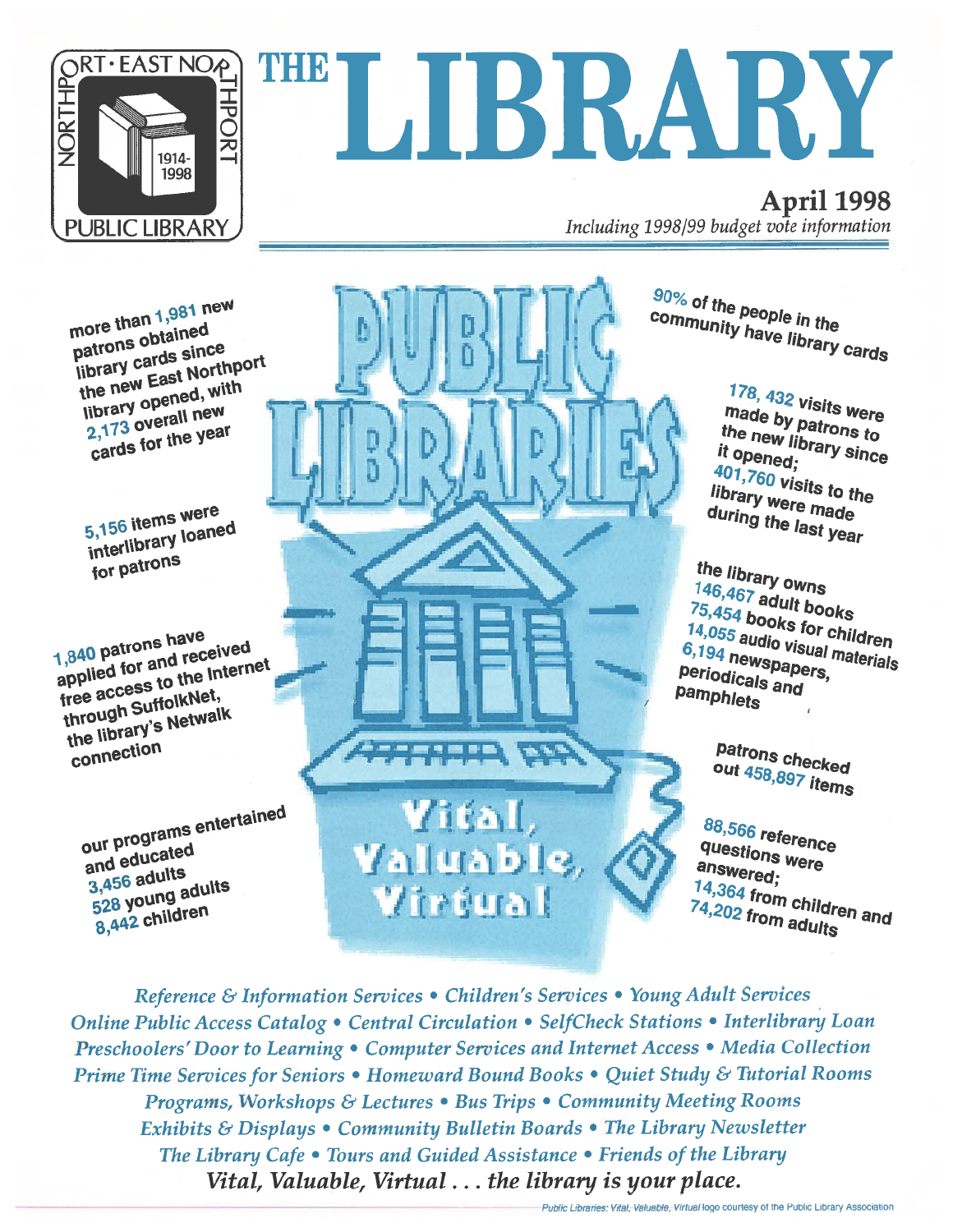# THE LIBRARY

NORTHPORT · EAST NORTHPORT PUBLIC LIBRARY 1914-1998

**April 1998**

*Including 1998/99 budget vote information*

## PUBLIC LIBRARIES

more than 1,981 new patrons obtained library cards since the new East Northport library opened, with 2,173 overall new cards for the year

5,156 items were interlibrary loaned for patrons

1,840 patrons have applied for and received free access to the Internet through SuffolkNet, the library's Netwalk connection

our programs entertained and educated
3,456 adults
528 young adults
8,442 children

90% of the people in the community have library cards

178, 432 visits were made by patrons to the new library since it opened;
401,760 visits to the library were made during the last year

the library owns
146,467 adult books
75,454 books for children
14,055 audio visual materials
6,194 newspapers, periodicals and pamphlets

patrons checked out 458,897 items

88,566 reference questions were answered;
14,364 from children and
74,202 from adults

**Vital, Valuable, Virtual**

*Reference & Information Services • Children's Services • Young Adult Services*
*Online Public Access Catalog • Central Circulation • SelfCheck Stations • Interlibrary Loan*
*Preschoolers' Door to Learning • Computer Services and Internet Access • Media Collection*
*Prime Time Services for Seniors • Homeward Bound Books • Quiet Study & Tutorial Rooms*
*Programs, Workshops & Lectures • Bus Trips • Community Meeting Rooms*
*Exhibits & Displays • Community Bulletin Boards • The Library Newsletter*
*The Library Cafe • Tours and Guided Assistance • Friends of the Library*

*Vital, Valuable, Virtual . . . the library is your place.*

*Public Libraries: Vital, Valuable, Virtual* logo courtesy of the Public Library Association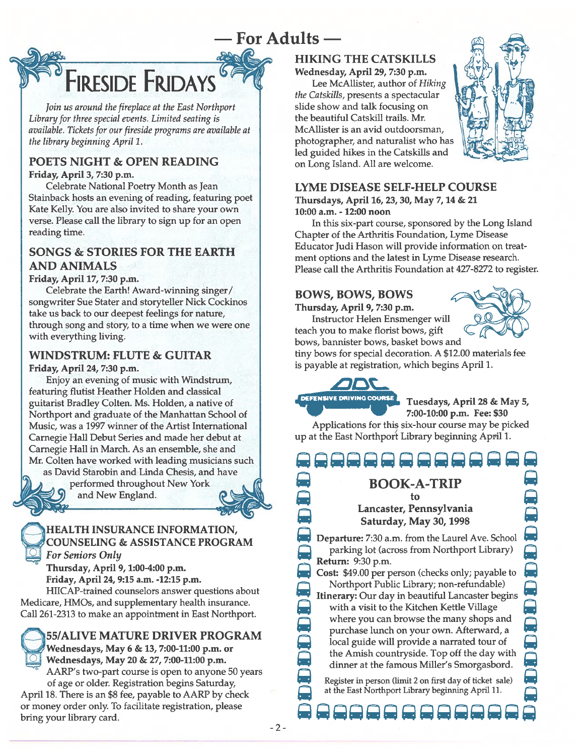# — For Adults —

## Fireside Fridays

*Join us around the fireplace at the East Northport Library for three special events. Limited seating is available. Tickets for our fireside programs are available at the library beginning April 1.*

### POETS NIGHT & OPEN READING

**Friday, April 3, 7:30 p.m.**

Celebrate National Poetry Month as Jean Stainback hosts an evening of reading, featuring poet Kate Kelly. You are also invited to share your own verse. Please call the library to sign up for an open reading time.

### SONGS & STORIES FOR THE EARTH AND ANIMALS

**Friday, April 17, 7:30 p.m.**

Celebrate the Earth! Award-winning singer/songwriter Sue Stater and storyteller Nick Cockinos take us back to our deepest feelings for nature, through song and story, to a time when we were one with everything living.

### WINDSTRUM: FLUTE & GUITAR

**Friday, April 24, 7:30 p.m.**

Enjoy an evening of music with Windstrum, featuring flutist Heather Holden and classical guitarist Bradley Colten. Ms. Holden, a native of Northport and graduate of the Manhattan School of Music, was a 1997 winner of the Artist International Carnegie Hall Debut Series and made her debut at Carnegie Hall in March. As an ensemble, she and Mr. Colten have worked with leading musicians such as David Starobin and Linda Chesis, and have performed throughout New York and New England.

### HEALTH INSURANCE INFORMATION, COUNSELING & ASSISTANCE PROGRAM

*For Seniors Only*

**Thursday, April 9, 1:00-4:00 p.m.**
**Friday, April 24, 9:15 a.m. -12:15 p.m.**

HIICAP-trained counselors answer questions about Medicare, HMOs, and supplementary health insurance. Call 261-2313 to make an appointment in East Northport.

### 55/ALIVE MATURE DRIVER PROGRAM

**Wednesdays, May 6 & 13, 7:00-11:00 p.m. or**
**Wednesdays, May 20 & 27, 7:00-11:00 p.m.**

AARP's two-part course is open to anyone 50 years of age or older. Registration begins Saturday, April 18. There is an $8 fee, payable to AARP by check or money order only. To facilitate registration, please bring your library card.

### HIKING THE CATSKILLS

**Wednesday, April 29, 7:30 p.m.**

Lee McAllister, author of *Hiking the Catskills*, presents a spectacular slide show and talk focusing on the beautiful Catskill trails. Mr. McAllister is an avid outdoorsman, photographer, and naturalist who has led guided hikes in the Catskills and on Long Island. All are welcome.

### LYME DISEASE SELF-HELP COURSE

**Thursdays, April 16, 23, 30, May 7, 14 & 21**
**10:00 a.m. - 12:00 noon**

In this six-part course, sponsored by the Long Island Chapter of the Arthritis Foundation, Lyme Disease Educator Judi Hason will provide information on treatment options and the latest in Lyme Disease research. Please call the Arthritis Foundation at 427-8272 to register.

### BOWS, BOWS, BOWS

**Thursday, April 9, 7:30 p.m.**

Instructor Helen Ensmenger will teach you to make florist bows, gift bows, bannister bows, basket bows and tiny bows for special decoration. A $12.00 materials fee is payable at registration, which begins April 1.

### DEFENSIVE DRIVING COURSE

**Tuesdays, April 28 & May 5, 7:00-10:00 p.m. Fee: $30**

Applications for this six-hour course may be picked up at the East Northport Library beginning April 1.

### BOOK-A-TRIP to Lancaster, Pennsylvania Saturday, May 30, 1998

**Departure:** 7:30 a.m. from the Laurel Ave. School parking lot (across from Northport Library)

**Return:** 9:30 p.m.

**Cost:** $49.00 per person (checks only; payable to Northport Public Library; non-refundable)

**Itinerary:** Our day in beautiful Lancaster begins with a visit to the Kitchen Kettle Village where you can browse the many shops and purchase lunch on your own. Afterward, a local guide will provide a narrated tour of the Amish countryside. Top off the day with dinner at the famous Miller's Smorgasbord.

Register in person (limit 2 on first day of ticket sale) at the East Northport Library beginning April 11.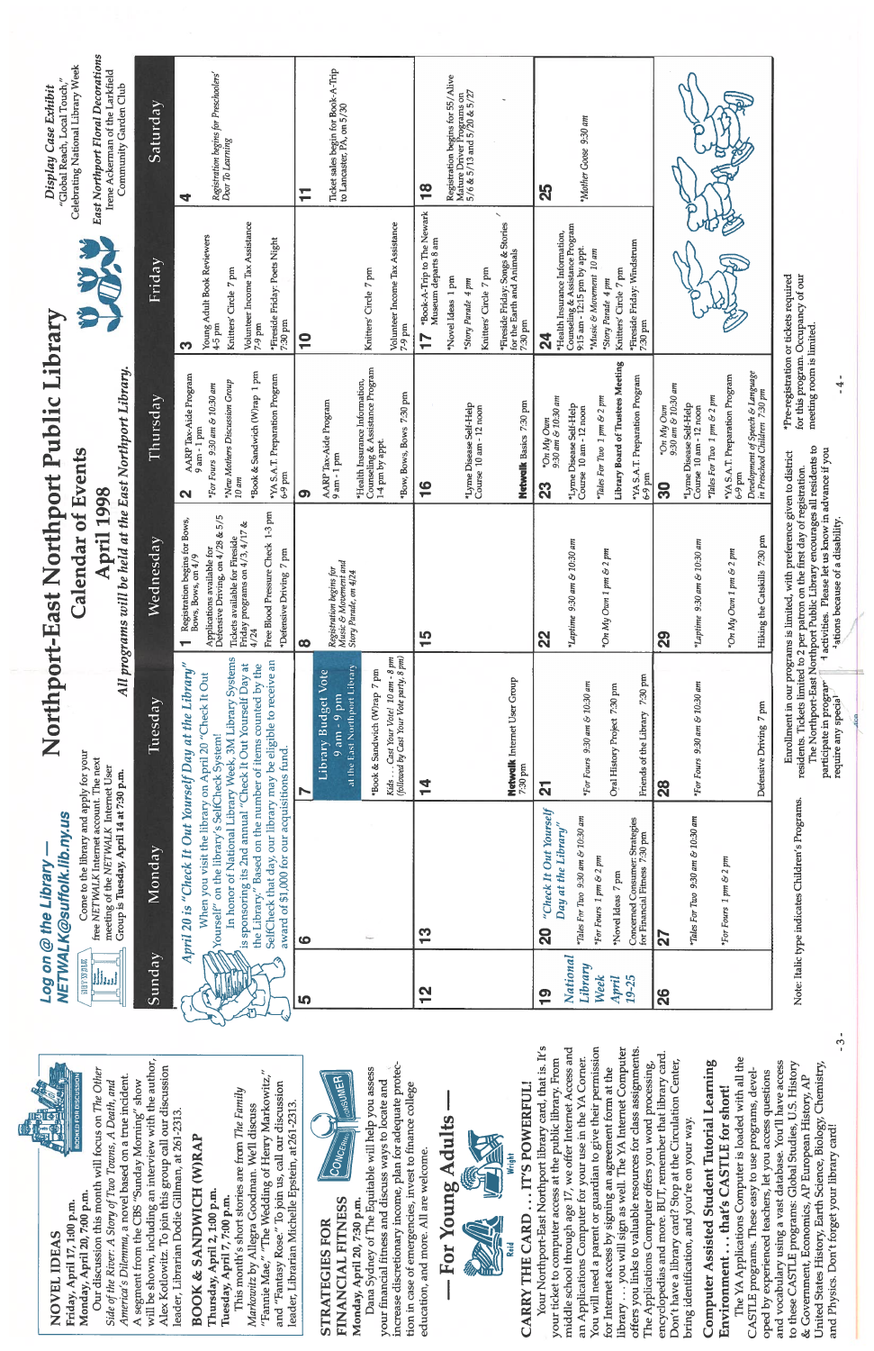## NOVEL IDEAS

**Friday, April 17, 1:00 p.m.**
**Monday, April 20, 7:00 p.m.**

Our discussion this month will focus on *The Other Side of the River: A Story of Two Towns, A Death, and America's Dilemma*, a novel based on a true incident. A segment from the CBS "Sunday Morning" show will be shown, including an interview with the author, Alex Kotlowitz. To join this group call our discussion leader, Librarian Dodie Gillman, at 261-2313.

## BOOK & SANDWICH (W)RAP

**Thursday, April 2, 1:00 p.m.**
**Tuesday, April 7, 7:00 p.m.**

This month's short stories are from *The Family Markowitz* by Allegra Goodman. We'll discuss "Fannie Mae," "The Wedding of Henry Markowitz," and "Fantasy Rose." To join us, call our discussion leader, Librarian Michelle Epstein, at 261-2313.

## STRATEGIES FOR FINANCIAL FITNESS

**Monday, April 20, 7:30 p.m.**

Dana Sydney of The Equitable will help you assess your financial fitness and discuss ways to locate and increase discretionary income, plan for adequate protection in case of emergencies, invest to finance college education, and more. All are welcome.

## — For Young Adults —

### CARRY THE CARD ... IT'S POWERFUL!

Your Northport-East Northport library card, that is. It's your ticket to computer access at the public library. From middle school through age 17, we offer Internet Access and an Applications Computer for your use in the YA Corner. You will need a parent or guardian to give their permission for Internet access by signing an agreement form at the library ... you will sign as well. The YA Internet Computer offers you links to valuable resources for class assignments. The Applications Computer offers you word processing, encyclopedias and more. BUT, remember that library card. Don't have a library card? Stop at the Circulation Center, bring identification, and you're on your way.

### Computer Assisted Student Tutorial Learning Environment ... that's CASTLE for short!

The YA Applications Computer is loaded with all the CASTLE programs. These easy to use programs, developed by experienced teachers, let you access questions and vocabulary using a vast database. You'll have access to these CASTLE programs: Global Studies, U.S. History & Government, Economics, AP European History, AP United States History, Earth Science, Biology, Chemistry, and Physics. Don't forget your library card!

# Northport-East Northport Public Library
# Calendar of Events
# April 1998

**All programs will be held at the East Northport Library.**

**Log on @ the Library — NETWALK@suffolk.lib.ny.us**

Come to the library and apply for your free NETWALK Internet account. The next meeting of the NETWALK Internet User Group is **Tuesday, April 14 at 7:30 p.m.**

**Display Case Exhibit**
"Global Reach, Local Touch," Celebrating National Library Week

**East Northport Floral Decorations**
Irene Ackerman of the Larkfield Community Garden Club

**April 20 is "Check It Out Yourself Day at the Library"**

When you visit the library on April 20 "Check It Out Yourself" on the library's SelfCheck System!

In honor of National Library Week, 3M Library Systems is sponsoring its 2nd annual "Check It Out Yourself Day at the Library." Based on the number of items counted by the SelfCheck that day, our library may be eligible to receive an award of $1,000 for our acquisitions fund.

| Sunday | Monday | Tuesday | Wednesday | Thursday | Friday | Saturday |
|---|---|---|---|---|---|---|
| | | | **1** Registration begins for Bows, Bows, Bows, on 4/9<br>Applications available for Defensive Driving, on 4/28 & 5/5<br>Tickets available for Fireside Friday programs on 4/3, 4/17 & 4/24<br>Free Blood Pressure Check 1-3 pm<br>*Defensive Driving 7 pm | **2** AARP Tax-Aide Program 9 am - 1 pm<br>*For Fours 9:30 am & 10:30 am*<br>*New Mothers Discussion Group 10 am<br>*Book & Sandwich (W)rap 1 pm<br>*YA S.A.T. Preparation Program 6-9 pm | **3** Young Adult Book Reviewers 4-5 pm<br>Knitters' Circle 7 pm<br>Volunteer Income Tax Assistance 7-9 pm<br>*Fireside Friday: Poets Night 7:30 pm | **4** *Registration begins for Preschoolers' Door To Learning* |
| **5** | **6** | **7** **Library Budget Vote 9 am - 9 pm at the East Northport Library**<br>*Book & Sandwich (W)rap 7 pm<br>*Kids ... Cast Your Vote! 10 am - 8 pm (followed by Cast Your Vote party, 8 pm)* | **8** *Registration begins for Music & Movement and Story Parade, on 4/24* | **9** AARP Tax-Aide Program 9 am - 1 pm<br>*Health Insurance Information, Counseling & Assistance Program 1-4 pm by appt.<br>*Bow, Bows, Bows 7:30 pm | **10** Knitters' Circle 7 pm<br>Volunteer Income Tax Assistance 7-9 pm | **11** Ticket sales begin for Book-A-Trip to Lancaster, PA, on 5/30 |
| **12** | **13** | **14** **Netwalk** Internet User Group 7:30 pm | **15** | **16** *Lyme Disease Self-Help Course 10 am - 12 noon<br>**Netwalk** Basics 7:30 pm | **17** *Book-A-Trip to The Newark Museum departs 8 am<br>*Novel Ideas 1 pm<br>*Story Parade 4 pm*<br>Knitters' Circle 7 pm<br>*Fireside Friday: Songs & Stories for the Earth and Animals 7:30 pm | **18** Registration begins for 55/Alive Mature Driver Programs on 5/6 & 5/13 and 5/20 & 5/27 |
| **19** *National Library Week April 19-25* | **20** *"Check It Out Yourself Day at the Library"*<br>*Tales For Two 9:30 am & 10:30 am*<br>*For Fours 1 pm & 2 pm*<br>*Novel Ideas 7 pm<br>*Concerned Consumer: Strategies for Financial Fitness 7:30 pm | **21** *For Fours 9:30 am & 10:30 am*<br>Oral History Project 7:30 pm<br>Friends of the Library 7:30 pm | **22** *Laptime 9:30 am & 10:30 am*<br>*On My Own 1 pm & 2 pm* | **23** *On My Own 9:30 am & 10:30 am*<br>*Lyme Disease Self-Help Course 10 am - 12 noon<br>*Tales For Two 1 pm & 2 pm*<br>**Library Board of Trustees Meeting**<br>*YA S.A.T. Preparation Program 6-9 pm | **24** *Health Insurance Information, Counseling & Assistance Program 9:15 am - 12:15 pm by appt.<br>*Music & Movement 10 am*<br>*Story Parade 4 pm*<br>Knitters' Circle 7 pm<br>*Fireside Friday: Windstrum 7:30 pm | **25** *Mother Goose 9:30 am* |
| **26** | **27** *Tales For Two 9:30 am & 10:30 am*<br>*For Fours 1 pm & 2 pm* | **28** *For Fours 9:30 am & 10:30 am*<br>Defensive Driving 7 pm | **29** *Laptime 9:30 am & 10:30 am*<br>*On My Own 1 pm & 2 pm*<br>Hiking the Catskills 7:30 pm | **30** *On My Own 9:30 am & 10:30 am*<br>*Lyme Disease Self-Help Course 10 am - 12 noon<br>*Tales For Two 1 pm & 2 pm*<br>*YA S.A.T. Preparation Program 6-9 pm<br>*Development of Speech & Language in Preschool Children 7:30 pm* | | |

Note: Italic type indicates Children's Programs.

Enrollment in our programs is limited, with preference given to district residents. Tickets limited to 2 per patron on the first day of registration. The Northport-East Northport Public Library encourages all residents to participate in programs and activities. Please let us know in advance if you require any special accommodations because of a disability.

*Pre-registration or tickets required for this program. Occupancy of our meeting room is limited.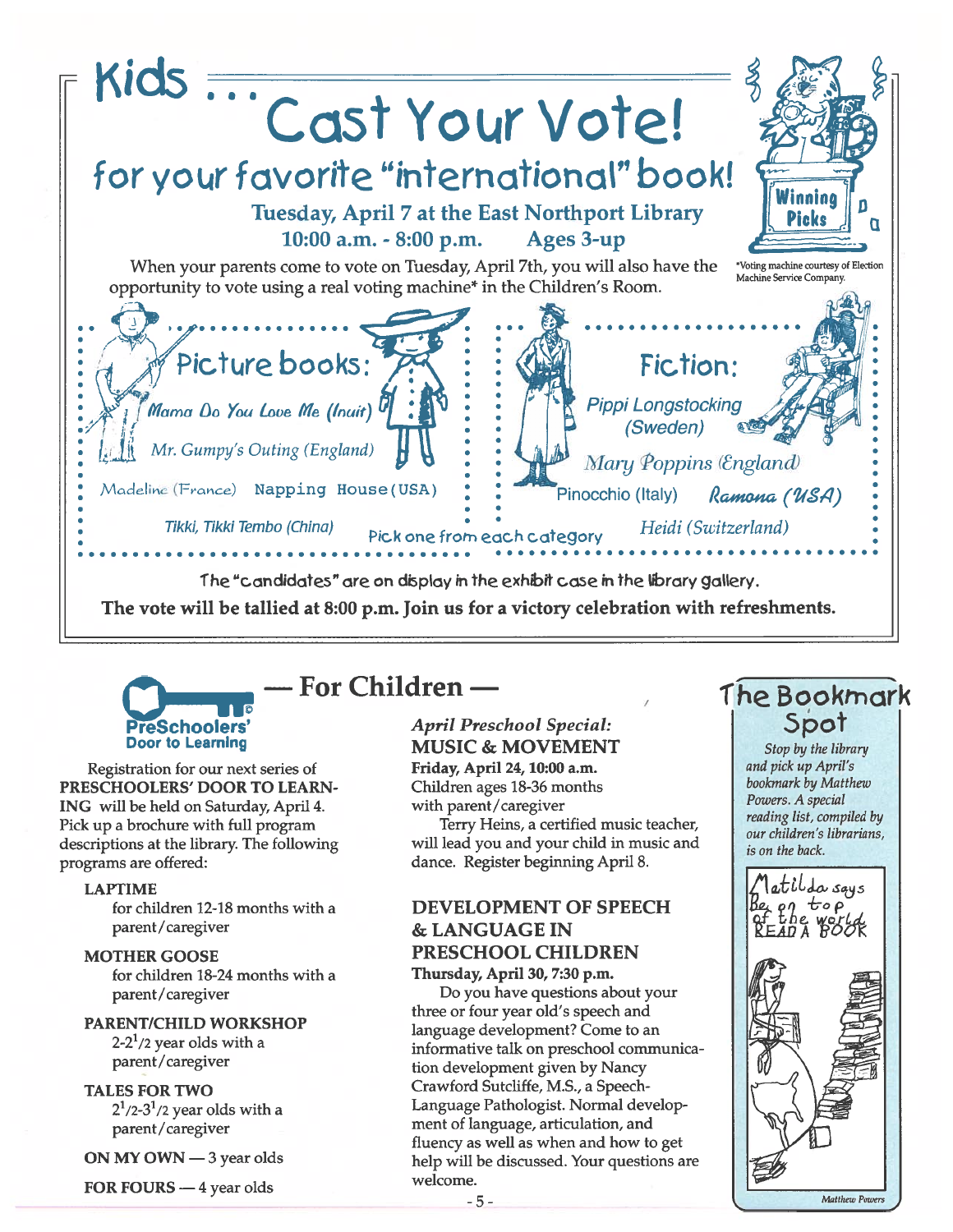# Kids ... Cast Your Vote!

## for your favorite "international" book!

**Tuesday, April 7 at the East Northport Library**
**10:00 a.m. - 8:00 p.m. Ages 3-up**

When your parents come to vote on Tuesday, April 7th, you will also have the opportunity to vote using a real voting machine* in the Children's Room.

*Voting machine courtesy of Election Machine Service Company.

Winning Picks

### Picture books:

- *Mama Do You Love Me* (Inuit)
- *Mr. Gumpy's Outing* (England)
- Madeline (France)
- Napping House (USA)
- *Tikki, Tikki Tembo* (China)

### Fiction:

- *Pippi Longstocking* (Sweden)
- *Mary Poppins* (England)
- Pinocchio (Italy)
- *Ramona* (USA)
- *Heidi* (Switzerland)

Pick one from each category

The "candidates" are on display in the exhibit case in the library gallery.

**The vote will be tallied at 8:00 p.m. Join us for a victory celebration with refreshments.**

## — For Children —

**PreSchoolers' Door to Learning**

Registration for our next series of **PRESCHOOLERS' DOOR TO LEARNING** will be held on Saturday, April 4. Pick up a brochure with full program descriptions at the library. The following programs are offered:

**LAPTIME**
for children 12-18 months with a parent/caregiver

**MOTHER GOOSE**
for children 18-24 months with a parent/caregiver

**PARENT/CHILD WORKSHOP**
2-2 1/2 year olds with a parent/caregiver

**TALES FOR TWO**
2 1/2-3 1/2 year olds with a parent/caregiver

**ON MY OWN** — 3 year olds

**FOR FOURS** — 4 year olds

*April Preschool Special:*
**MUSIC & MOVEMENT**
**Friday, April 24, 10:00 a.m.**
Children ages 18-36 months with parent/caregiver

Terry Heins, a certified music teacher, will lead you and your child in music and dance. Register beginning April 8.

**DEVELOPMENT OF SPEECH & LANGUAGE IN PRESCHOOL CHILDREN**
**Thursday, April 30, 7:30 p.m.**

Do you have questions about your three or four year old's speech and language development? Come to an informative talk on preschool communication development given by Nancy Crawford Sutcliffe, M.S., a Speech-Language Pathologist. Normal development of language, articulation, and fluency as well as when and how to get help will be discussed. Your questions are welcome.

## The Bookmark Spot

*Stop by the library and pick up April's bookmark by Matthew Powers. A special reading list, compiled by our children's librarians, is on the back.*

Matilda says Be on top of the world READ A BOOK

*Matthew Powers*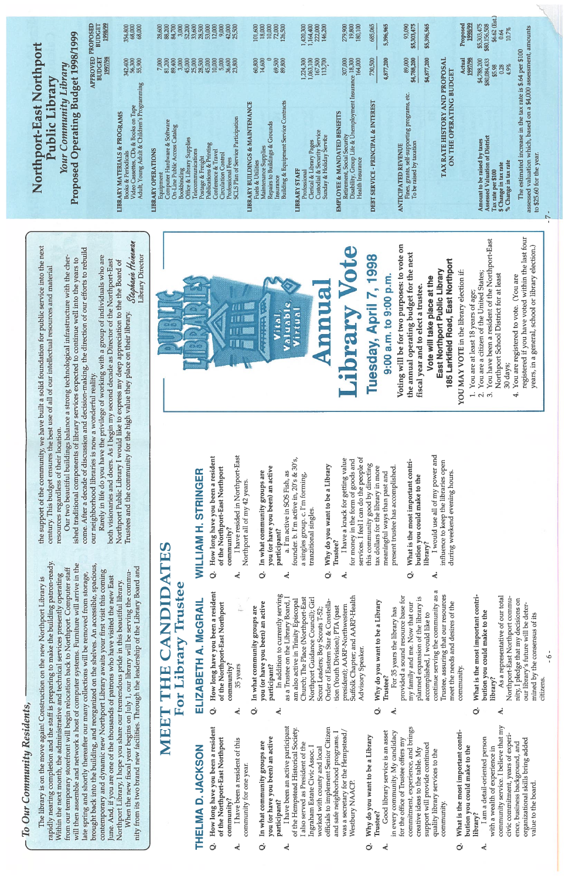## To Our Community Residents,

The library is on the move again! Construction on the new Northport Library is rapidly nearing completion and the staff is preparing to make the building patron-ready. Within the next month, the administrative and technical services presently operating from our temporary storefront will begin relocation back to Northport. Computer staff will then assemble and network a host of computer systems. Furniture will arrive in the late spring and shortly thereafter our many collections will be removed from storage, brought back into the building, and reorganized on the shelves. An accessible, spacious, contemporary and dynamic new Northport Library awaits your first visit this coming June. And, if you are one of the thousands of patrons who have visited the new East Northport Library, I hope you share our tremendous pride in this beautiful library.

When the new fiscal year begins on July 1, our library will be serving the community from its two brand new facilities. Through the leadership of the Library Board and the support of the community, we have built a solid foundation for public service into the next century. This budget ensures the best use of all of our intellectual resources and material resources regardless of their location.

Our two beautiful buildings balance a strong technological infrastructure with the cherished traditional components of library services expected to continue well into the years to come. After a decade of discussion and decision-making, the direction of our efforts to rebuild our neighborhood libraries is now a wonderful reality.

Rarely in life do you have the privilege of working with a group of individuals who are both visionaries and doers. As I begin my second decade as Director of the Northport-East Northport Public Library I would like to express my deep appreciation to the Board of Trustees and the community for the high value they place on their library.

*Stephanie Heineman*
Library Director

# MEET THE CANDIDATES
## For Library Trustee

### THELMA D. JACKSON

**Q. How long have you been a resident of the Northport-East Northport community?**

A. I have been a resident of this community for one year.

**Q. In what community groups are you (or have you been) an active participant?**

A. I have been an active participant of the Hempstead Historical Society. I also served as President of the Ingraham Estate Civic Assoc. I worked with county and local officials to implement Senior Citizen and safe neighborhood programs. I was a secretary for the Hempstead/Westbury NAACP.

**Q. Why do you want to be a Library Trustee?**

A. Good library service is an asset in every community. My candidacy for the office of Trustee offers my commitment, experience, and brings creative ideas to the table. My support will provide continued quality library services to the community.

**Q. What is the most important contribution you could make to the library?**

A. I am a detail-oriented person with a wealth of experience in community service. I believe that my civic commitment, years of experience, business background, and organizational skills bring added value to the board.

### ELIZABETH A. McGRAIL

**Q. How long have you been a resident of the Northport-East Northport community?**

A. 35 years

**Q. In what community groups are you (or have you been) an active participant?**

A. In addition to currently serving as a Trustee on the Library Board, I am also active in Trinity Episcopal Church; The Place (Northport-East Northport Guidance Council); Girl Scout Leaders; Boy Scouts T-52; Order of Eastern Star & Constellation (Youth Division); PTA (past president); AARP-Northwestern Suffolk Chapter; and AARP-Health Advisory Speaker.

**Q. Why do you want to be a Library Trustee?**

A. For 35 years the library has provided a sound resource base for my family and me. Now that our planned expansion of the library is accomplished, I would like to continue serving the community as a Trustee, assuring that our resources meet the needs and desires of the community.

**Q. What is the most important contribution you could make to the library?**

A. As a representative of our total Northport-East Northport community, I pledge that my decisions on our library's future will be determined by the consensus of its citizens.

### WILLIAM H. STRINGER

**Q. How long have you been a resident of the Northport-East Northport community?**

A. I have resided in Northport-East Northport all of my 42 years.

**Q. In what community groups are you (or have you been) an active participant?**

A. a. I'm active in SOS Fish, as founder. b. I'm active in, 20's & 30's, a singles group. c. I'm forming, transitional singles.

**Q. Why do you want to be a Library Trustee?**

A. I have a knack for getting value for money in the form of goods and services. I feel I can do the people of this community good by directing tax dollars for the library in more meaningful ways than past and present trustee has accomplished.

**Q. What is the most important contribution you could make to the library?**

A. I would use all of my power and influence to keep the libraries open during weekend evening hours.

PUBLIC LIBRARIES
Vital Valuable Virtual

# Annual Library Vote

## Tuesday, April 7, 1998

### 9:00 a.m. to 9:00 p.m.

**Voting will be for two purposes: to vote on the annual operating budget for the next fiscal year and to elect a trustee.**

**Vote will take place at the East Northport Public Library 185 Larkfield Road, East Northport**

YOU MAY VOTE in the library election if:

1. You are at least 18 years of age;
2. You are a citizen of the United States;
3. You have been a resident of the Northport-East Northport School District for at least 30 days;
4. You are registered to vote. (You are registered if you have voted within the last four years, in a general, school or library election.)

# Northport-East Northport Public Library

### *Your Community Library*

## Proposed Operating Budget 1998/1999

| | APPROVED BUDGET 1997/98 | PROPOSED BUDGET 1998/99 |
|---|---|---|
| **LIBRARY MATERIALS & PROGRAMS** | | |
| Books & Periodicals | 342,400 | 354,800 |
| Video Cassettes, CDs & Books on Tape | 56,300 | 68,000 |
| Adult, Young Adult & Children's Programming | 55,900 | 68,000 |
| **LIBRARY OPERATIONS** | | |
| Equipment | 7,000 | 28,600 |
| Computer Hardware & Software | 81,200 | 88,200 |
| On-Line Public Access Catalog | 89,400 | 84,700 |
| Bookbinding | 3,000 | 3,000 |
| Office & Library Supplies | 45,000 | 52,200 |
| Telecommunications | 25,000 | 33,600 |
| Postage & Freight | 28,500 | 28,500 |
| Publications & Printing | 45,000 | 53,000 |
| Conference & Travel | 10,000 | 12,000 |
| Circulation Control | 5,000 | 9,000 |
| Professional Fees | 36,600 | 42,000 |
| SCLS Plan of Service Participation | 23,800 | 25,500 |
| **LIBRARY BUILDINGS & MAINTENANCE** | | |
| Fuels & Utilities | 60,800 | 101,600 |
| Maintenance Supplies | 14,600 | 18,000 |
| Repairs to Buildings & Grounds | 0 | 10,000 |
| Insurance | 69,500 | 72,000 |
| Building & Equipment Service Contracts | 89,800 | 126,500 |
| **LIBRARY STAFF** | | |
| Professional | 1,224,300 | 1,420,300 |
| Clerical & Library Pages | 1,063,100 | 1,164,400 |
| Custodial & Security Service | 167,500 | 222,000 |
| Sunday & Holiday Service | 113,700 | 146,200 |
| **EMPLOYEE & MANDATED BENEFITS** | | |
| Retirement, Social Security | 307,000 | 279,900 |
| Disability, Group Life & Unemployment Insurance | 18,300 | 19,800 |
| Health Insurance | 164,000 | 180,100 |
| **DEBT SERVICE - PRINCIPAL & INTEREST** | 730,500 | 685,065 |
| | 4,877,200 | 5,396,565 |
| **ANTICIPATED REVENUE** | | |
| Fines, grants, self-supporting programs, etc. | 89,000 | 93,090 |
| To be raised by taxation | $4,788,200 | $5,303,475 |
| | $4,877,200 | $5,396,565 |

### TAX RATE HISTORY AND PROPOSAL ON THE OPERATING BUDGET

| | Actual 1997/98 | Proposed 1998/99 |
|---|---|---|
| **Amount to be raised by taxes** | $4,788,200 | $5,303,475 |
| **Assessed Valuation of District** | $80,084,433 | $80,156,508 |
| **Tax rate per $100** | $5.98 | $6.62 (Est.) |
| **$ Change in tax rate** | 0.28 | 0.64 |
| **% Change in tax rate** | 4.9% | 10.7% |

The estimated increase in the tax rate is $.64 per $100 assessed valuation which, based on a $4,000 assessment, amounts to $25.60 for the year.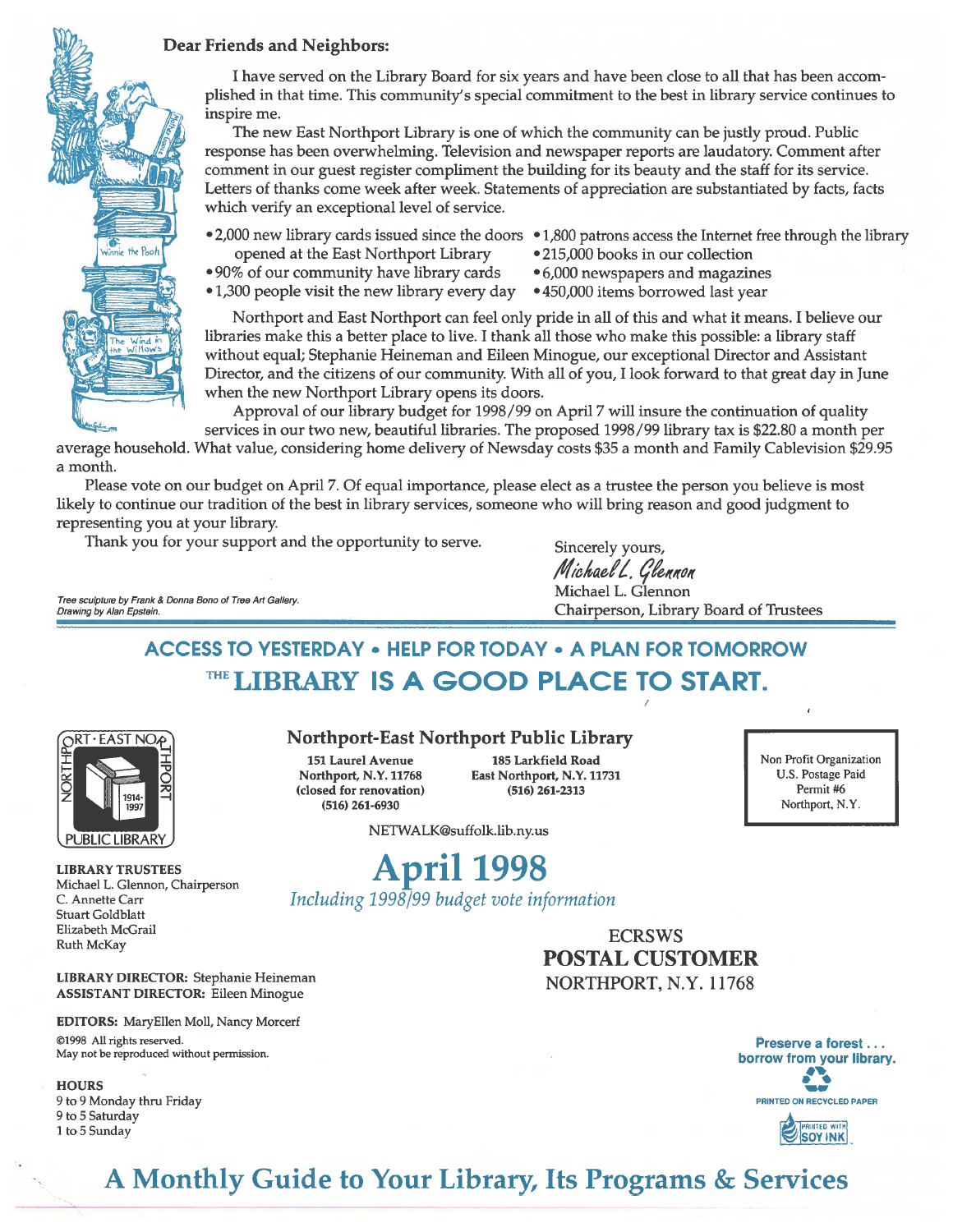## Dear Friends and Neighbors:

I have served on the Library Board for six years and have been close to all that has been accomplished in that time. This community's special commitment to the best in library service continues to inspire me.

The new East Northport Library is one of which the community can be justly proud. Public response has been overwhelming. Television and newspaper reports are laudatory. Comment after comment in our guest register compliment the building for its beauty and the staff for its service. Letters of thanks come week after week. Statements of appreciation are substantiated by facts, facts which verify an exceptional level of service.

- 2,000 new library cards issued since the doors opened at the East Northport Library
- 90% of our community have library cards
- 1,300 people visit the new library every day
- 1,800 patrons access the Internet free through the library
- 215,000 books in our collection
- 6,000 newspapers and magazines
- 450,000 items borrowed last year

Northport and East Northport can feel only pride in all of this and what it means. I believe our libraries make this a better place to live. I thank all those who make this possible: a library staff without equal; Stephanie Heineman and Eileen Minogue, our exceptional Director and Assistant Director, and the citizens of our community. With all of you, I look forward to that great day in June when the new Northport Library opens its doors.

Approval of our library budget for 1998/99 on April 7 will insure the continuation of quality services in our two new, beautiful libraries. The proposed 1998/99 library tax is $22.80 a month per average household. What value, considering home delivery of Newsday costs $35 a month and Family Cablevision $29.95 a month.

Please vote on our budget on April 7. Of equal importance, please elect as a trustee the person you believe is most likely to continue our tradition of the best in library services, someone who will bring reason and good judgment to representing you at your library.

Thank you for your support and the opportunity to serve.

Sincerely yours,
*Michael L. Glennon*
Michael L. Glennon
Chairperson, Library Board of Trustees

*Tree sculpture by Frank & Donna Bono of Tree Art Gallery. Drawing by Alan Epstein.*

## ACCESS TO YESTERDAY • HELP FOR TODAY • A PLAN FOR TOMORROW
## THE LIBRARY IS A GOOD PLACE TO START.

NORTHPORT · EAST NORTHPORT PUBLIC LIBRARY 1914-1997

### Northport-East Northport Public Library

151 Laurel Avenue
Northport, N.Y. 11768
(closed for renovation)
(516) 261-6930

185 Larkfield Road
East Northport, N.Y. 11731
(516) 261-2313

NETWALK@suffolk.lib.ny.us

Non Profit Organization
U.S. Postage Paid
Permit #6
Northport, N.Y.

# April 1998

*Including 1998/99 budget vote information*

**LIBRARY TRUSTEES**
Michael L. Glennon, Chairperson
C. Annette Carr
Stuart Goldblatt
Elizabeth McGrail
Ruth McKay

**LIBRARY DIRECTOR:** Stephanie Heineman
**ASSISTANT DIRECTOR:** Eileen Minogue

**EDITORS:** MaryEllen Moll, Nancy Morcerf

©1998 All rights reserved.
May not be reproduced without permission.

**HOURS**
9 to 9 Monday thru Friday
9 to 5 Saturday
1 to 5 Sunday

ECRSWS
**POSTAL CUSTOMER**
NORTHPORT, N.Y. 11768

**Preserve a forest . . . borrow from your library.**

PRINTED ON RECYCLED PAPER

PRINTED WITH SOY INK

## A Monthly Guide to Your Library, Its Programs & Services